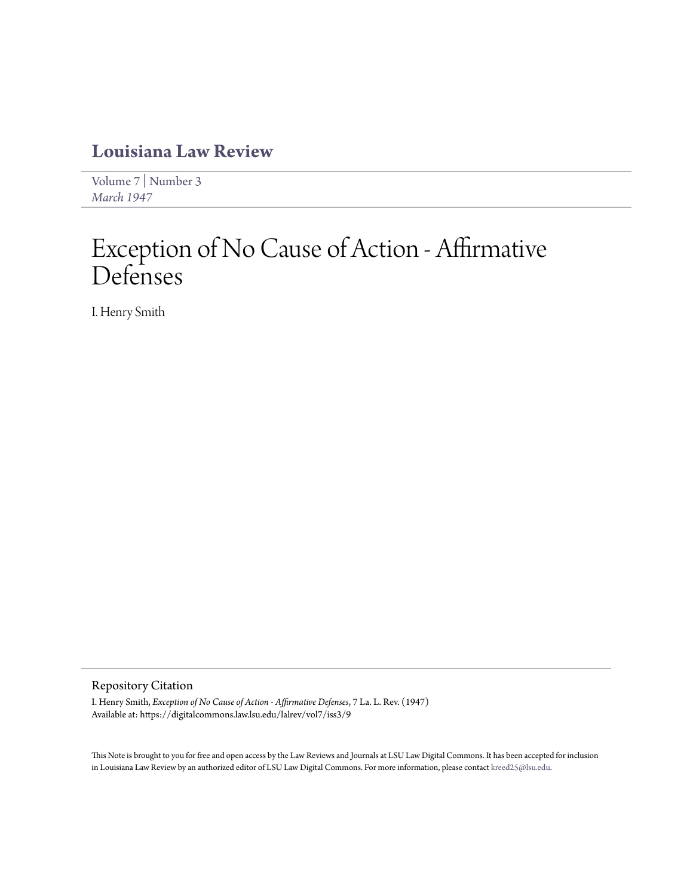# Louisiana Law Review

Volume 7 | Number 3
*March 1947*

# Exception of No Cause of Action - Affirmative Defenses

I. Henry Smith

## Repository Citation

I. Henry Smith, *Exception of No Cause of Action - Affirmative Defenses*, 7 La. L. Rev. (1947)
Available at: https://digitalcommons.law.lsu.edu/lalrev/vol7/iss3/9

This Note is brought to you for free and open access by the Law Reviews and Journals at LSU Law Digital Commons. It has been accepted for inclusion in Louisiana Law Review by an authorized editor of LSU Law Digital Commons. For more information, please contact kreed25@lsu.edu.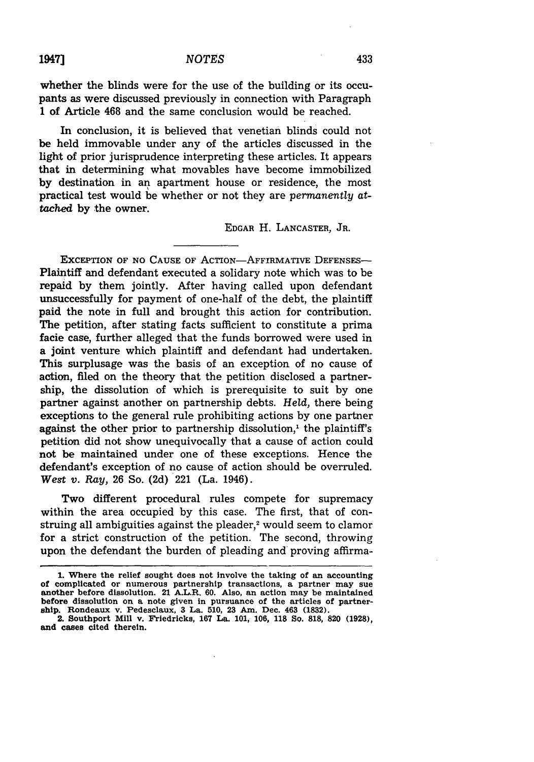whether the blinds were for the use of the building or its occupants as were discussed previously in connection with Paragraph 1 of Article 468 and the same conclusion would be reached.

In conclusion, it is believed that venetian blinds could not be held immovable under any of the articles discussed in the light of prior jurisprudence interpreting these articles. It appears that in determining what movables have become immobilized by destination in an apartment house or residence, the most practical test would be whether or not they are *permanently attached* by the owner.

EDGAR H. LANCASTER, JR.

---

EXCEPTION OF NO CAUSE OF ACTION—AFFIRMATIVE DEFENSES—Plaintiff and defendant executed a solidary note which was to be repaid by them jointly. After having called upon defendant unsuccessfully for payment of one-half of the debt, the plaintiff paid the note in full and brought this action for contribution. The petition, after stating facts sufficient to constitute a prima facie case, further alleged that the funds borrowed were used in a joint venture which plaintiff and defendant had undertaken. This surplusage was the basis of an exception of no cause of action, filed on the theory that the petition disclosed a partnership, the dissolution of which is prerequisite to suit by one partner against another on partnership debts. *Held*, there being exceptions to the general rule prohibiting actions by one partner against the other prior to partnership dissolution,[1] the plaintiff's petition did not show unequivocally that a cause of action could not be maintained under one of these exceptions. Hence the defendant's exception of no cause of action should be overruled. *West v. Ray*, 26 So. (2d) 221 (La. 1946).

Two different procedural rules compete for supremacy within the area occupied by this case. The first, that of construing all ambiguities against the pleader,[2] would seem to clamor for a strict construction of the petition. The second, throwing upon the defendant the burden of pleading and proving affirma-

---

1. Where the relief sought does not involve the taking of an accounting of complicated or numerous partnership transactions, a partner may sue another before dissolution. 21 A.L.R. 60. Also, an action may be maintained before dissolution on a note given in pursuance of the articles of partnership. Rondeaux v. Pedesclaux, 3 La. 510, 23 Am. Dec. 463 (1832).

2. Southport Mill v. Friedricks, 167 La. 101, 106, 118 So. 818, 820 (1928), and cases cited therein.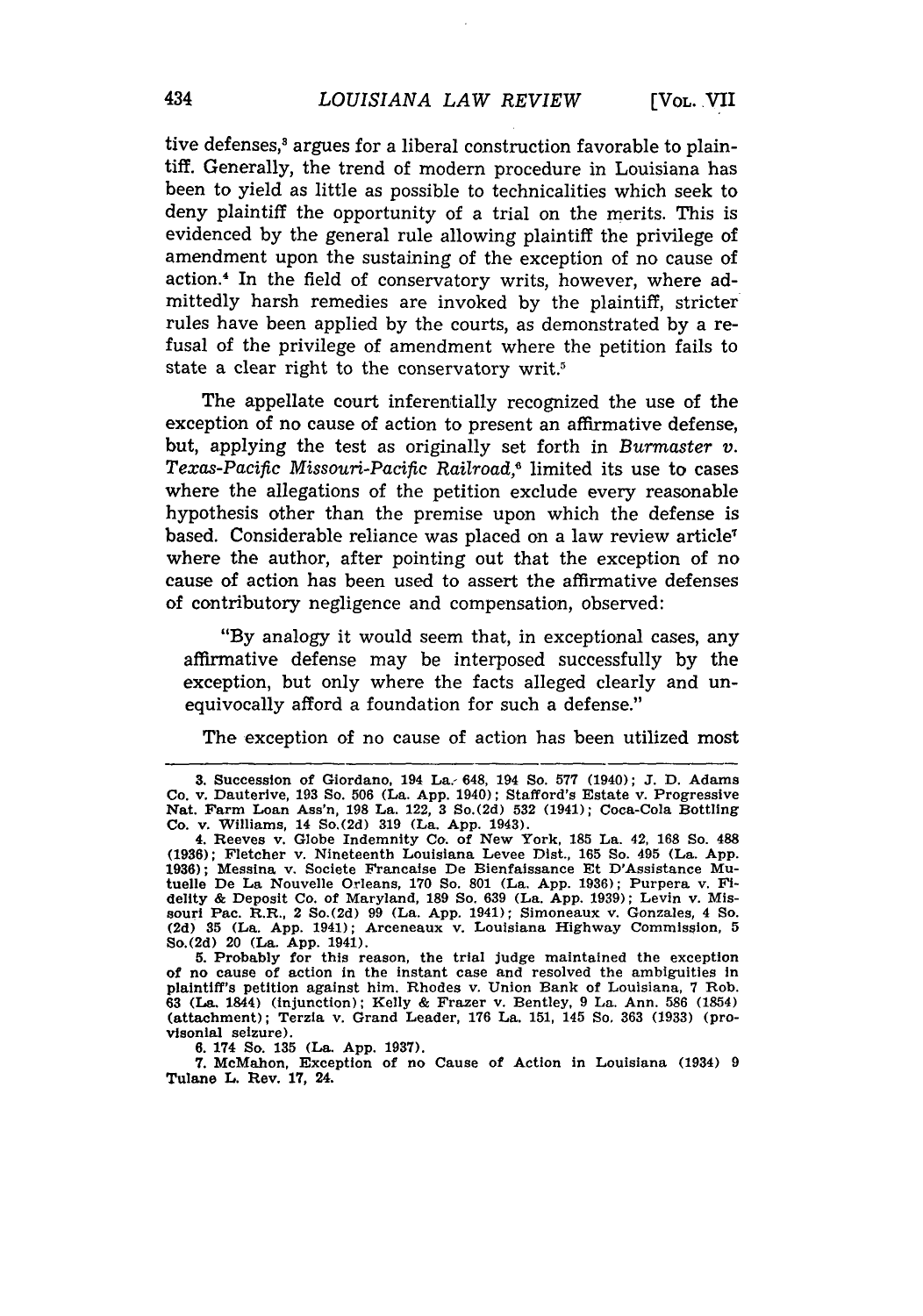tive defenses,[3] argues for a liberal construction favorable to plaintiff. Generally, the trend of modern procedure in Louisiana has been to yield as little as possible to technicalities which seek to deny plaintiff the opportunity of a trial on the merits. This is evidenced by the general rule allowing plaintiff the privilege of amendment upon the sustaining of the exception of no cause of action.[4] In the field of conservatory writs, however, where admittedly harsh remedies are invoked by the plaintiff, stricter rules have been applied by the courts, as demonstrated by a refusal of the privilege of amendment where the petition fails to state a clear right to the conservatory writ.[5]

The appellate court inferentially recognized the use of the exception of no cause of action to present an affirmative defense, but, applying the test as originally set forth in *Burmaster v. Texas-Pacific Missouri-Pacific Railroad*,[6] limited its use to cases where the allegations of the petition exclude every reasonable hypothesis other than the premise upon which the defense is based. Considerable reliance was placed on a law review article[7] where the author, after pointing out that the exception of no cause of action has been used to assert the affirmative defenses of contributory negligence and compensation, observed:

> "By analogy it would seem that, in exceptional cases, any affirmative defense may be interposed successfully by the exception, but only where the facts alleged clearly and unequivocally afford a foundation for such a defense."

The exception of no cause of action has been utilized most

---

3. Succession of Giordano, 194 La. 648, 194 So. 577 (1940); J. D. Adams Co. v. Dauterive, 193 So. 506 (La. App. 1940); Stafford's Estate v. Progressive Nat. Farm Loan Ass'n, 198 La. 122, 3 So.(2d) 532 (1941); Coca-Cola Bottling Co. v. Williams, 14 So.(2d) 319 (La. App. 1943).

4. Reeves v. Globe Indemnity Co. of New York, 185 La. 42, 168 So. 488 (1936); Fletcher v. Nineteenth Louisiana Levee Dist., 165 So. 495 (La. App. 1936); Messina v. Societe Francaise De Bienfaissance Et D'Assistance Mutuelle De La Nouvelle Orleans, 170 So. 801 (La. App. 1936); Purpera v. Fidelity & Deposit Co. of Maryland, 189 So. 639 (La. App. 1939); Levin v. Missouri Pac. R.R., 2 So.(2d) 99 (La. App. 1941); Simoneaux v. Gonzales, 4 So. (2d) 35 (La. App. 1941); Arceneaux v. Louisiana Highway Commission, 5 So.(2d) 20 (La. App. 1941).

5. Probably for this reason, the trial judge maintained the exception of no cause of action in the instant case and resolved the ambiguities in plaintiff's petition against him. Rhodes v. Union Bank of Louisiana, 7 Rob. 63 (La. 1844) (injunction); Kelly & Frazer v. Bentley, 9 La. Ann. 586 (1854) (attachment); Terzia v. Grand Leader, 176 La. 151, 145 So. 363 (1933) (provisional seizure).

6. 174 So. 135 (La. App. 1937).

7. McMahon, Exception of no Cause of Action in Louisiana (1934) 9 Tulane L. Rev. 17, 24.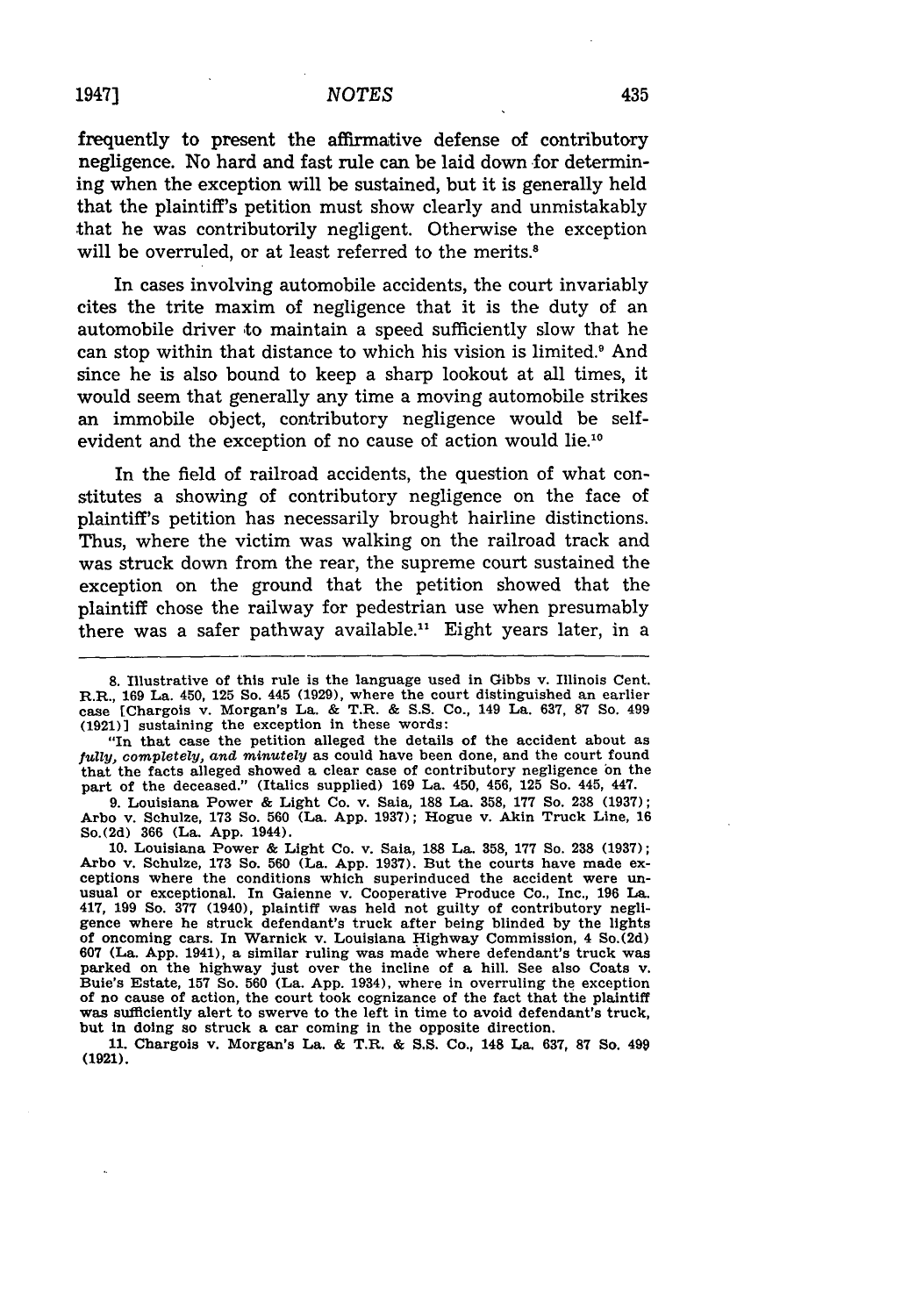frequently to present the affirmative defense of contributory negligence. No hard and fast rule can be laid down for determining when the exception will be sustained, but it is generally held that the plaintiff's petition must show clearly and unmistakably that he was contributorily negligent. Otherwise the exception will be overruled, or at least referred to the merits.[8]

In cases involving automobile accidents, the court invariably cites the trite maxim of negligence that it is the duty of an automobile driver to maintain a speed sufficiently slow that he can stop within that distance to which his vision is limited.[9] And since he is also bound to keep a sharp lookout at all times, it would seem that generally any time a moving automobile strikes an immobile object, contributory negligence would be self-evident and the exception of no cause of action would lie.[10]

In the field of railroad accidents, the question of what constitutes a showing of contributory negligence on the face of plaintiff's petition has necessarily brought hairline distinctions. Thus, where the victim was walking on the railroad track and was struck down from the rear, the supreme court sustained the exception on the ground that the petition showed that the plaintiff chose the railway for pedestrian use when presumably there was a safer pathway available.[11] Eight years later, in a

---

8. Illustrative of this rule is the language used in Gibbs v. Illinois Cent. R.R., 169 La. 450, 125 So. 445 (1929), where the court distinguished an earlier case [Chargois v. Morgan's La. & T.R. & S.S. Co., 149 La. 637, 87 So. 499 (1921)] sustaining the exception in these words:

"In that case the petition alleged the details of the accident about as *fully, completely, and minutely* as could have been done, and the court found that the facts alleged showed a clear case of contributory negligence on the part of the deceased." (Italics supplied) 169 La. 450, 456, 125 So. 445, 447.

9. Louisiana Power & Light Co. v. Saia, 188 La. 358, 177 So. 238 (1937); Arbo v. Schulze, 173 So. 560 (La. App. 1937); Hogue v. Akin Truck Line, 16 So.(2d) 366 (La. App. 1944).

10. Louisiana Power & Light Co. v. Saia, 188 La. 358, 177 So. 238 (1937); Arbo v. Schulze, 173 So. 560 (La. App. 1937). But the courts have made exceptions where the conditions which superinduced the accident were unusual or exceptional. In Gaienne v. Cooperative Produce Co., Inc., 196 La. 417, 199 So. 377 (1940), plaintiff was held not guilty of contributory negligence where he struck defendant's truck after being blinded by the lights of oncoming cars. In Warnick v. Louisiana Highway Commission, 4 So.(2d) 607 (La. App. 1941), a similar ruling was made where defendant's truck was parked on the highway just over the incline of a hill. See also Coats v. Buie's Estate, 157 So. 560 (La. App. 1934), where in overruling the exception of no cause of action, the court took cognizance of the fact that the plaintiff was sufficiently alert to swerve to the left in time to avoid defendant's truck, but in doing so struck a car coming in the opposite direction.

11. Chargois v. Morgan's La. & T.R. & S.S. Co., 148 La. 637, 87 So. 499 (1921).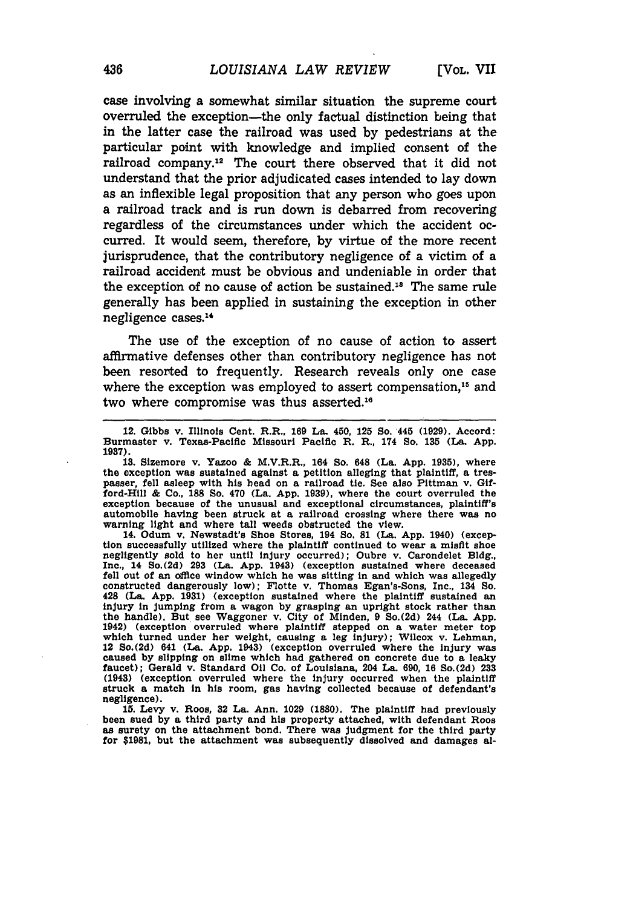case involving a somewhat similar situation the supreme court overruled the exception—the only factual distinction being that in the latter case the railroad was used by pedestrians at the particular point with knowledge and implied consent of the railroad company.[12] The court there observed that it did not understand that the prior adjudicated cases intended to lay down as an inflexible legal proposition that any person who goes upon a railroad track and is run down is debarred from recovering regardless of the circumstances under which the accident occurred. It would seem, therefore, by virtue of the more recent jurisprudence, that the contributory negligence of a victim of a railroad accident must be obvious and undeniable in order that the exception of no cause of action be sustained.[13] The same rule generally has been applied in sustaining the exception in other negligence cases.[14]

The use of the exception of no cause of action to assert affirmative defenses other than contributory negligence has not been resorted to frequently. Research reveals only one case where the exception was employed to assert compensation,[15] and two where compromise was thus asserted.[16]

---

12. Gibbs v. Illinois Cent. R.R., 169 La. 450, 125 So. 445 (1929). Accord: Burmaster v. Texas-Pacific Missouri Pacific R. R., 174 So. 135 (La. App. 1937).

13. Sizemore v. Yazoo & M.V.R.R., 164 So. 648 (La. App. 1935), where the exception was sustained against a petition alleging that plaintiff, a trespasser, fell asleep with his head on a railroad tie. See also Pittman v. Gifford-Hill & Co., 188 So. 470 (La. App. 1939), where the court overruled the exception because of the unusual and exceptional circumstances, plaintiff's automobile having been struck at a railroad crossing where there was no warning light and where tall weeds obstructed the view.

14. Odum v. Newstadt's Shoe Stores, 194 So. 81 (La. App. 1940) (exception successfully utilized where the plaintiff continued to wear a misfit shoe negligently sold to her until injury occurred); Oubre v. Carondelet Bldg., Inc., 14 So.(2d) 293 (La. App. 1943) (exception sustained where deceased fell out of an office window which he was sitting in and which was allegedly constructed dangerously low); Flotte v. Thomas Egan's-Sons, Inc., 134 So. 428 (La. App. 1931) (exception sustained where the plaintiff sustained an injury in jumping from a wagon by grasping an upright stock rather than the handle). But see Waggoner v. City of Minden, 9 So.(2d) 244 (La. App. 1942) (exception overruled where plaintiff stepped on a water meter top which turned under her weight, causing a leg injury); Wilcox v. Lehman, 12 So.(2d) 641 (La. App. 1943) (exception overruled where the injury was caused by slipping on slime which had gathered on concrete due to a leaky faucet); Gerald v. Standard Oil Co. of Louisiana, 204 La. 690, 16 So.(2d) 233 (1943) (exception overruled where the injury occurred when the plaintiff struck a match in his room, gas having collected because of defendant's negligence).

15. Levy v. Roos, 32 La. Ann. 1029 (1880). The plaintiff had previously been sued by a third party and his property attached, with defendant Roos as surety on the attachment bond. There was judgment for the third party for $1981, but the attachment was subsequently dissolved and damages al-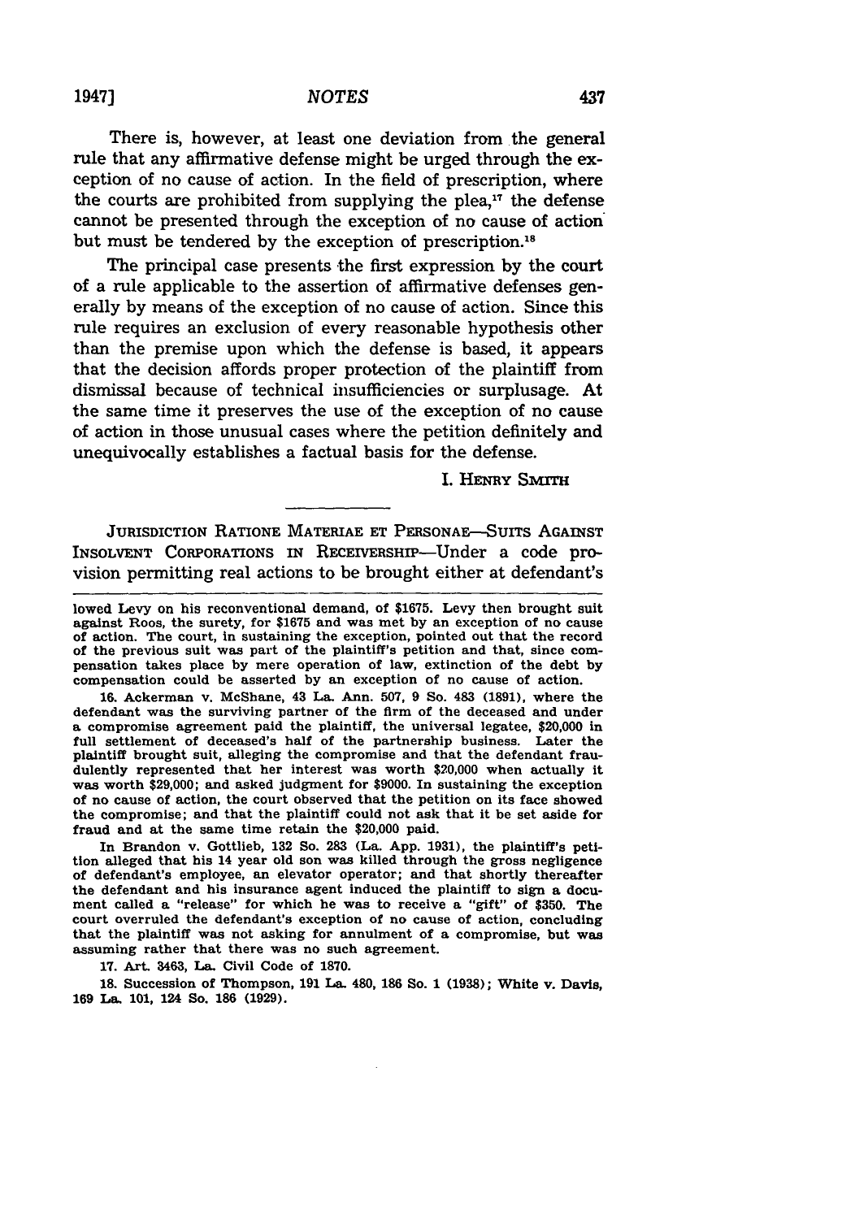There is, however, at least one deviation from the general rule that any affirmative defense might be urged through the exception of no cause of action. In the field of prescription, where the courts are prohibited from supplying the plea,[17] the defense cannot be presented through the exception of no cause of action but must be tendered by the exception of prescription.[18]

The principal case presents the first expression by the court of a rule applicable to the assertion of affirmative defenses generally by means of the exception of no cause of action. Since this rule requires an exclusion of every reasonable hypothesis other than the premise upon which the defense is based, it appears that the decision affords proper protection of the plaintiff from dismissal because of technical insufficiencies or surplusage. At the same time it preserves the use of the exception of no cause of action in those unusual cases where the petition definitely and unequivocally establishes a factual basis for the defense.

I. HENRY SMITH

---

JURISDICTION RATIONE MATERIAE ET PERSONAE—SUITS AGAINST INSOLVENT CORPORATIONS IN RECEIVERSHIP—Under a code provision permitting real actions to be brought either at defendant's

---

lowed Levy on his reconventional demand, of $1675. Levy then brought suit against Roos, the surety, for $1675 and was met by an exception of no cause of action. The court, in sustaining the exception, pointed out that the record of the previous suit was part of the plaintiff's petition and that, since compensation takes place by mere operation of law, extinction of the debt by compensation could be asserted by an exception of no cause of action.

16. Ackerman v. McShane, 43 La. Ann. 507, 9 So. 483 (1891), where the defendant was the surviving partner of the firm of the deceased and under a compromise agreement paid the plaintiff, the universal legatee, $20,000 in full settlement of deceased's half of the partnership business. Later the plaintiff brought suit, alleging the compromise and that the defendant fraudulently represented that her interest was worth $20,000 when actually it was worth $29,000; and asked judgment for $9000. In sustaining the exception of no cause of action, the court observed that the petition on its face showed the compromise; and that the plaintiff could not ask that it be set aside for fraud and at the same time retain the $20,000 paid.

In Brandon v. Gottlieb, 132 So. 283 (La. App. 1931), the plaintiff's petition alleged that his 14 year old son was killed through the gross negligence of defendant's employee, an elevator operator; and that shortly thereafter the defendant and his insurance agent induced the plaintiff to sign a document called a "release" for which he was to receive a "gift" of $350. The court overruled the defendant's exception of no cause of action, concluding that the plaintiff was not asking for annulment of a compromise, but was assuming rather that there was no such agreement.

17. Art. 3463, La. Civil Code of 1870.

18. Succession of Thompson, 191 La. 480, 186 So. 1 (1938); White v. Davis, 169 La. 101, 124 So. 186 (1929).